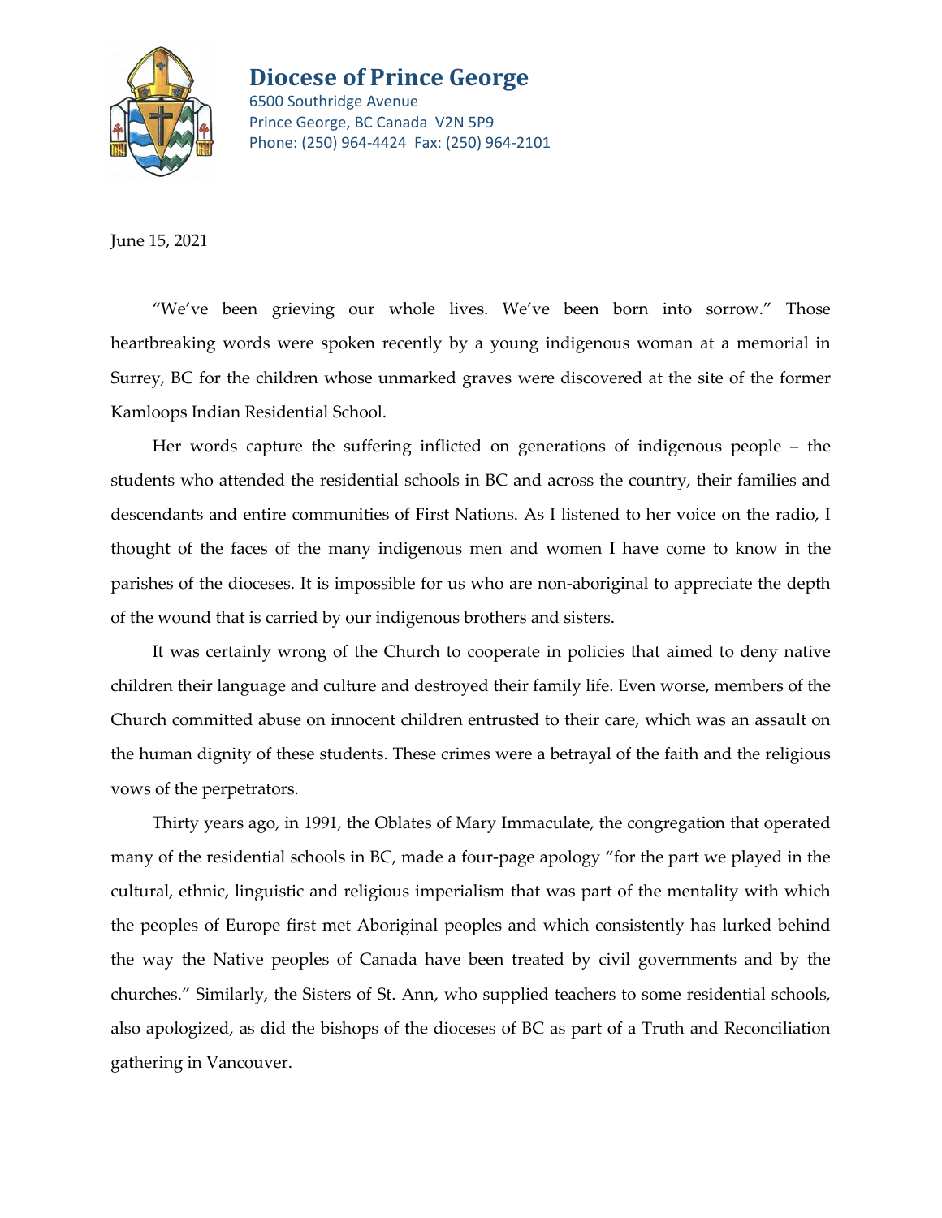# Diocese of Prince George

6500 Southridge Avenue
Prince George, BC Canada V2N 5P9
Phone: (250) 964-4424 Fax: (250) 964-2101

June 15, 2021

"We've been grieving our whole lives. We've been born into sorrow." Those heartbreaking words were spoken recently by a young indigenous woman at a memorial in Surrey, BC for the children whose unmarked graves were discovered at the site of the former Kamloops Indian Residential School.

Her words capture the suffering inflicted on generations of indigenous people – the students who attended the residential schools in BC and across the country, their families and descendants and entire communities of First Nations. As I listened to her voice on the radio, I thought of the faces of the many indigenous men and women I have come to know in the parishes of the dioceses. It is impossible for us who are non-aboriginal to appreciate the depth of the wound that is carried by our indigenous brothers and sisters.

It was certainly wrong of the Church to cooperate in policies that aimed to deny native children their language and culture and destroyed their family life. Even worse, members of the Church committed abuse on innocent children entrusted to their care, which was an assault on the human dignity of these students. These crimes were a betrayal of the faith and the religious vows of the perpetrators.

Thirty years ago, in 1991, the Oblates of Mary Immaculate, the congregation that operated many of the residential schools in BC, made a four-page apology "for the part we played in the cultural, ethnic, linguistic and religious imperialism that was part of the mentality with which the peoples of Europe first met Aboriginal peoples and which consistently has lurked behind the way the Native peoples of Canada have been treated by civil governments and by the churches." Similarly, the Sisters of St. Ann, who supplied teachers to some residential schools, also apologized, as did the bishops of the dioceses of BC as part of a Truth and Reconciliation gathering in Vancouver.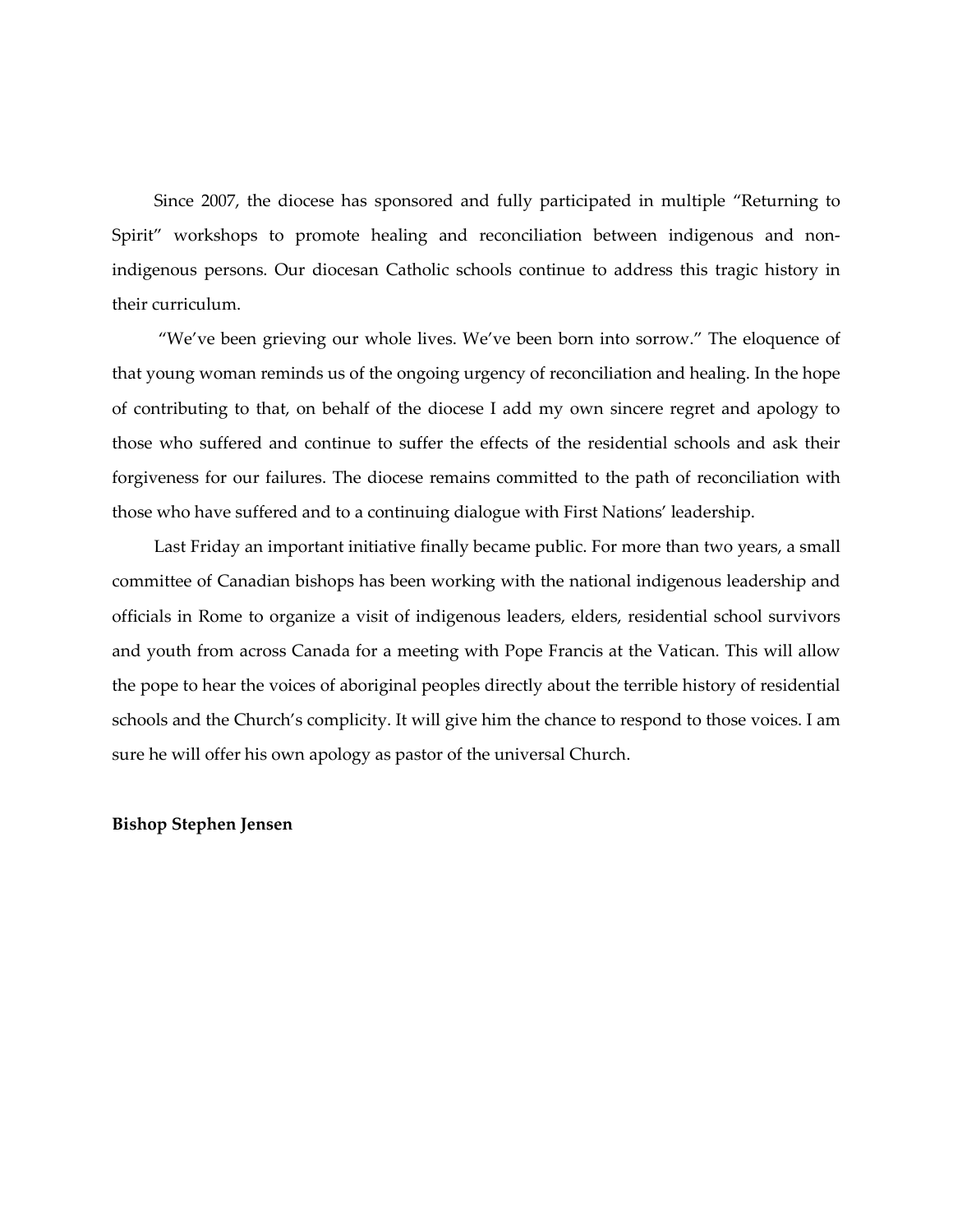Since 2007, the diocese has sponsored and fully participated in multiple "Returning to Spirit" workshops to promote healing and reconciliation between indigenous and non-indigenous persons. Our diocesan Catholic schools continue to address this tragic history in their curriculum.

"We've been grieving our whole lives. We've been born into sorrow." The eloquence of that young woman reminds us of the ongoing urgency of reconciliation and healing. In the hope of contributing to that, on behalf of the diocese I add my own sincere regret and apology to those who suffered and continue to suffer the effects of the residential schools and ask their forgiveness for our failures. The diocese remains committed to the path of reconciliation with those who have suffered and to a continuing dialogue with First Nations' leadership.

Last Friday an important initiative finally became public. For more than two years, a small committee of Canadian bishops has been working with the national indigenous leadership and officials in Rome to organize a visit of indigenous leaders, elders, residential school survivors and youth from across Canada for a meeting with Pope Francis at the Vatican. This will allow the pope to hear the voices of aboriginal peoples directly about the terrible history of residential schools and the Church's complicity. It will give him the chance to respond to those voices. I am sure he will offer his own apology as pastor of the universal Church.

**Bishop Stephen Jensen**